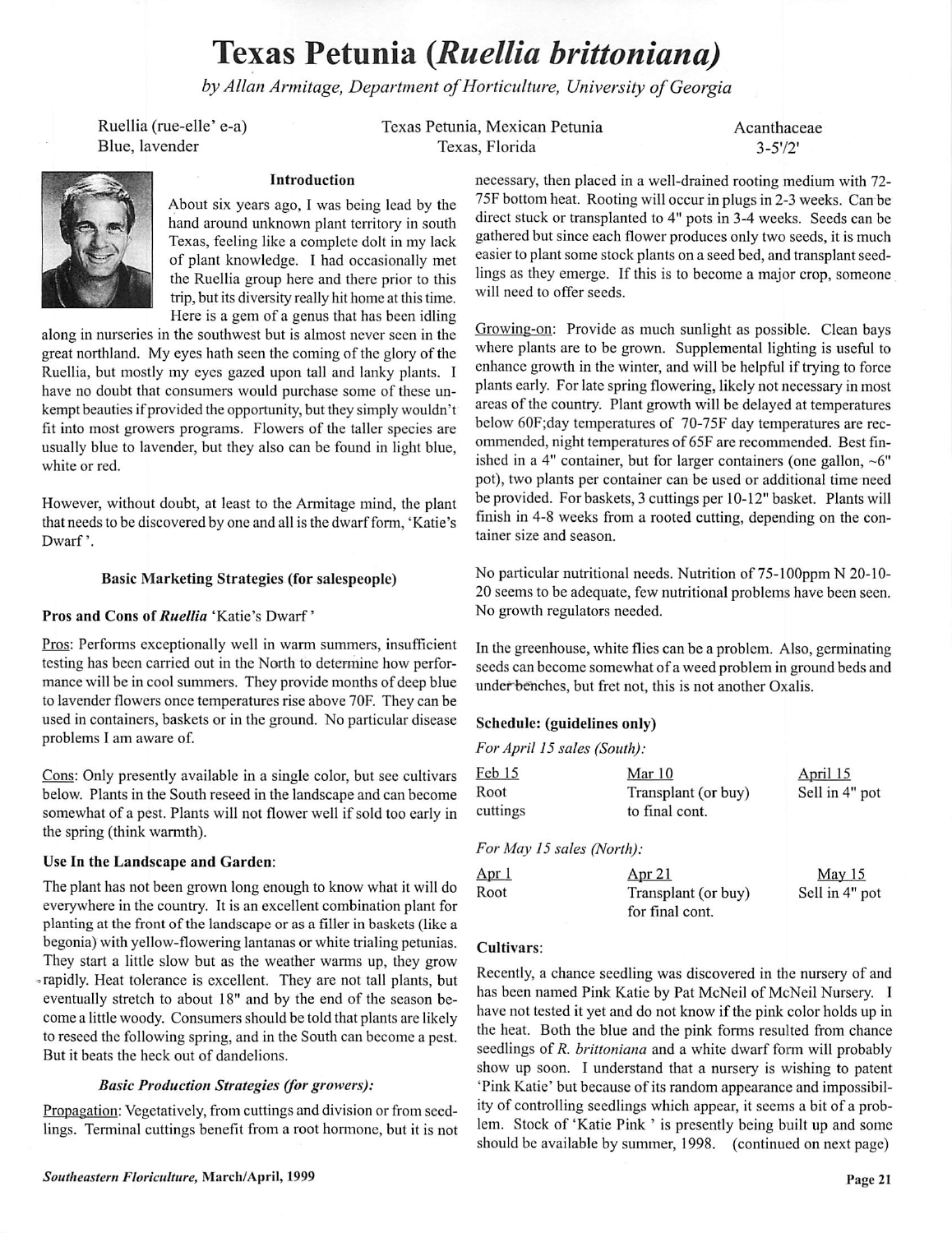# Texas Petunia (*Ruellia brittoniana*)

*by Allan Armitage, Department of Horticulture, University of Georgia*

Ruellia (rue-elle' e-a) | Texas Petunia, Mexican Petunia | Acanthaceae
Blue, lavender | Texas, Florida | 3-5'/2'

### Introduction

About six years ago, I was being lead by the hand around unknown plant territory in south Texas, feeling like a complete dolt in my lack of plant knowledge. I had occasionally met the Ruellia group here and there prior to this trip, but its diversity really hit home at this time. Here is a gem of a genus that has been idling along in nurseries in the southwest but is almost never seen in the great northland. My eyes hath seen the coming of the glory of the Ruellia, but mostly my eyes gazed upon tall and lanky plants. I have no doubt that consumers would purchase some of these unkempt beauties if provided the opportunity, but they simply wouldn't fit into most growers programs. Flowers of the taller species are usually blue to lavender, but they also can be found in light blue, white or red.

However, without doubt, at least to the Armitage mind, the plant that needs to be discovered by one and all is the dwarf form, 'Katie's Dwarf'.

### Basic Marketing Strategies (for salespeople)

**Pros and Cons of *Ruellia* 'Katie's Dwarf'**

Pros: Performs exceptionally well in warm summers, insufficient testing has been carried out in the North to determine how performance will be in cool summers. They provide months of deep blue to lavender flowers once temperatures rise above 70F. They can be used in containers, baskets or in the ground. No particular disease problems I am aware of.

Cons: Only presently available in a single color, but see cultivars below. Plants in the South reseed in the landscape and can become somewhat of a pest. Plants will not flower well if sold too early in the spring (think warmth).

**Use In the Landscape and Garden:**

The plant has not been grown long enough to know what it will do everywhere in the country. It is an excellent combination plant for planting at the front of the landscape or as a filler in baskets (like a begonia) with yellow-flowering lantanas or white trialing petunias. They start a little slow but as the weather warms up, they grow rapidly. Heat tolerance is excellent. They are not tall plants, but eventually stretch to about 18" and by the end of the season become a little woody. Consumers should be told that plants are likely to reseed the following spring, and in the South can become a pest. But it beats the heck out of dandelions.

### *Basic Production Strategies (for growers):*

Propagation: Vegetatively, from cuttings and division or from seedlings. Terminal cuttings benefit from a root hormone, but it is not necessary, then placed in a well-drained rooting medium with 72-75F bottom heat. Rooting will occur in plugs in 2-3 weeks. Can be direct stuck or transplanted to 4" pots in 3-4 weeks. Seeds can be gathered but since each flower produces only two seeds, it is much easier to plant some stock plants on a seed bed, and transplant seedlings as they emerge. If this is to become a major crop, someone will need to offer seeds.

Growing-on: Provide as much sunlight as possible. Clean bays where plants are to be grown. Supplemental lighting is useful to enhance growth in the winter, and will be helpful if trying to force plants early. For late spring flowering, likely not necessary in most areas of the country. Plant growth will be delayed at temperatures below 60F;day temperatures of 70-75F day temperatures are recommended, night temperatures of 65F are recommended. Best finished in a 4" container, but for larger containers (one gallon, ~6" pot), two plants per container can be used or additional time need be provided. For baskets, 3 cuttings per 10-12" basket. Plants will finish in 4-8 weeks from a rooted cutting, depending on the container size and season.

No particular nutritional needs. Nutrition of 75-100ppm N 20-10-20 seems to be adequate, few nutritional problems have been seen. No growth regulators needed.

In the greenhouse, white flies can be a problem. Also, germinating seeds can become somewhat of a weed problem in ground beds and under benches, but fret not, this is not another Oxalis.

**Schedule: (guidelines only)**

*For April 15 sales (South):*

| Feb 15 | Mar 10 | April 15 |
|---|---|---|
| Root cuttings | Transplant (or buy) to final cont. | Sell in 4" pot |

*For May 15 sales (North):*

| Apr 1 | Apr 21 | May 15 |
|---|---|---|
| Root | Transplant (or buy) for final cont. | Sell in 4" pot |

**Cultivars:**

Recently, a chance seedling was discovered in the nursery of and has been named Pink Katie by Pat McNeil of McNeil Nursery. I have not tested it yet and do not know if the pink color holds up in the heat. Both the blue and the pink forms resulted from chance seedlings of *R. brittoniana* and a white dwarf form will probably show up soon. I understand that a nursery is wishing to patent 'Pink Katie' but because of its random appearance and impossibility of controlling seedlings which appear, it seems a bit of a problem. Stock of 'Katie Pink' is presently being built up and some should be available by summer, 1998. (continued on next page)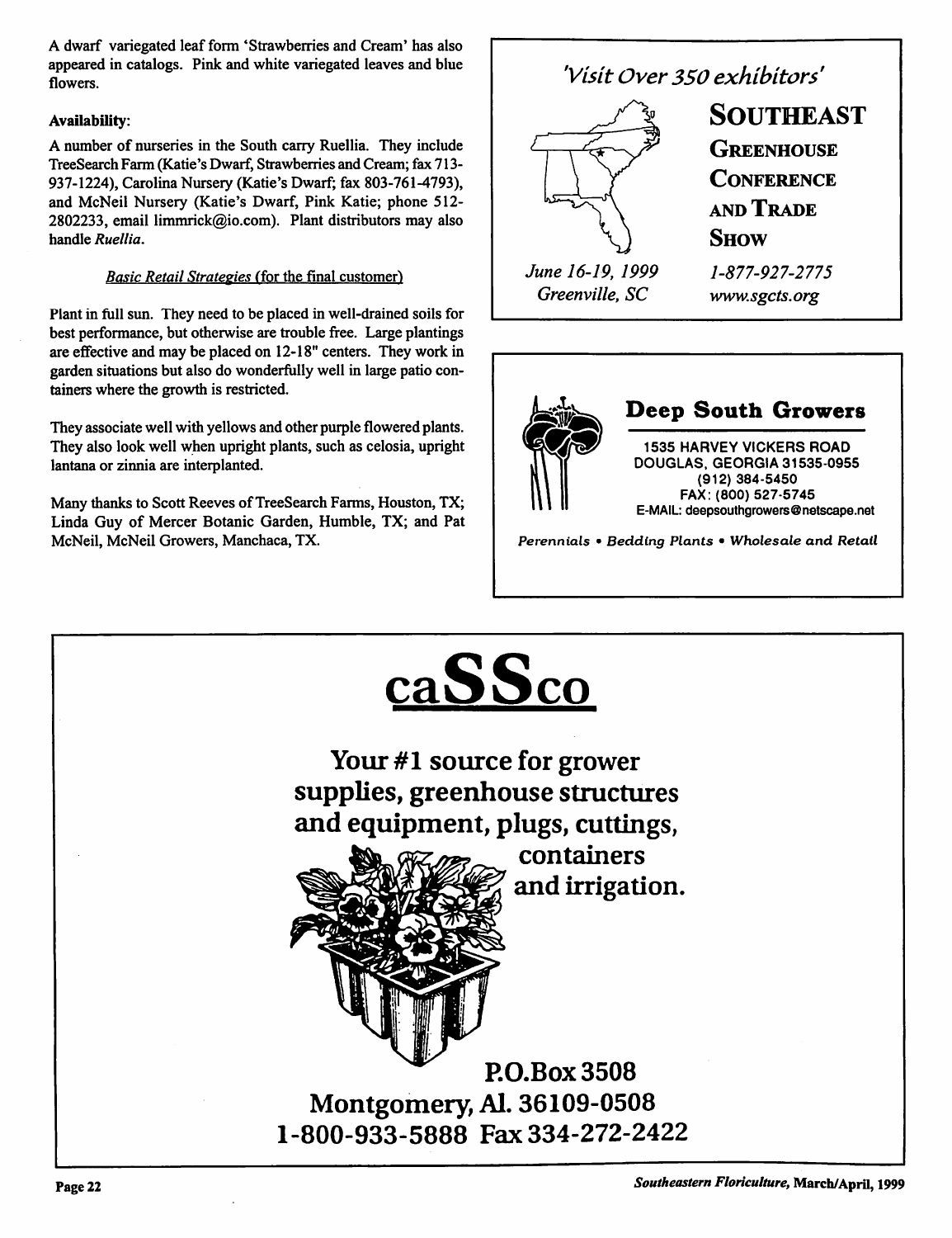A dwarf variegated leaf form 'Strawberries and Cream' has also appeared in catalogs. Pink and white variegated leaves and blue flowers.

**Availability**:

A number of nurseries in the South carry Ruellia. They include TreeSearch Farm (Katie's Dwarf, Strawberries and Cream; fax 713-937-1224), Carolina Nursery (Katie's Dwarf; fax 803-761-4793), and McNeil Nursery (Katie's Dwarf, Pink Katie; phone 512-2802233, email limmrick@io.com). Plant distributors may also handle *Ruellia*.

Basic Retail Strategies (for the final customer)

Plant in full sun. They need to be placed in well-drained soils for best performance, but otherwise are trouble free. Large plantings are effective and may be placed on 12-18" centers. They work in garden situations but also do wonderfully well in large patio containers where the growth is restricted.

They associate well with yellows and other purple flowered plants. They also look well when upright plants, such as celosia, upright lantana or zinnia are interplanted.

Many thanks to Scott Reeves of TreeSearch Farms, Houston, TX; Linda Guy of Mercer Botanic Garden, Humble, TX; and Pat McNeil, McNeil Growers, Manchaca, TX.

*'Visit Over 350 exhibitors'*

**SOUTHEAST GREENHOUSE CONFERENCE AND TRADE SHOW**

*June 16-19, 1999*
*Greenville, SC*

*1-877-927-2775*
*www.sgcts.org*

**Deep South Growers**

1535 HARVEY VICKERS ROAD
DOUGLAS, GEORGIA 31535-0955
(912) 384-5450
FAX: (800) 527-5745
E-MAIL: deepsouthgrowers@netscape.net

*Perennials • Bedding Plants • Wholesale and Retail*

**caSSco**

Your #1 source for grower supplies, greenhouse structures and equipment, plugs, cuttings, containers and irrigation.

P.O.Box 3508
Montgomery, Al. 36109-0508
1-800-933-5888 Fax 334-272-2422